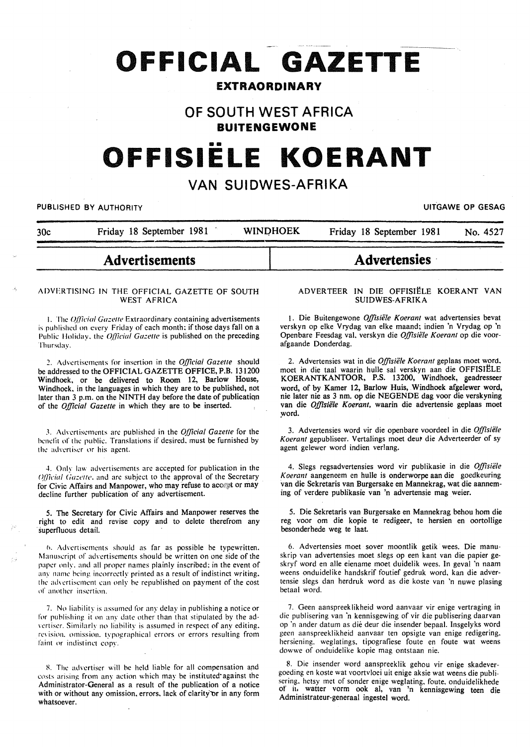# OFFICIAL GAZETTE

## EXTRAORDINARY

## OF SOUTH WEST AFRICA

## BUITENGEWONE

# OFFISIËLE KOERANT

## VAN SUIDWES-AFRIKA

PUBLISHED BY AUTHORITY — UITGAWE OP GESAG

30c — Friday 18 September 1981 — WINDHOEK — Friday 18 September 1981 — No. 4527

## Advertisements

### ADVERTISING IN THE OFFICIAL GAZETTE OF SOUTH WEST AFRICA

1. The *Official Gazette* Extraordinary containing advertisements is published on every Friday of each month; if those days fall on a Public Holiday, the *Official Gazette* is published on the preceding Thursday.

2. Advertisements for insertion in the *Official Gazette* should be addressed to the OFFICIAL GAZETTE OFFICE, P.B. 131200 Windhoek, or be delivered to Room 12, Barlow House, Windhoek, in the languages in which they are to be published, not later than 3 p.m. on the NINTH day before the date of publication of the *Official Gazette* in which they are to be inserted.

3. Advertisements are published in the *Official Gazette* for the benefit of the public. Translations if desired, must be furnished by the advertiser or his agent.

4. Only law advertisements are accepted for publication in the *Official Gazette*, and are subject to the approval of the Secretary for Civic Affairs and Manpower, who may refuse to accept or may decline further publication of any advertisement.

5. The Secretary for Civic Affairs and Manpower reserves the right to edit and revise copy and to delete therefrom any superfluous detail.

6. Advertisements should as far as possible be typewritten. Manuscript of advertisements should be written on one side of the paper only, and all proper names plainly inscribed; in the event of any name being incorrectly printed as a result of indistinct writing, the advertisement can only be republished on payment of the cost of another insertion.

7. No liability is assumed for any delay in publishing a notice or for publishing it on any date other than that stipulated by the advertiser. Similarly no liability is assumed in respect of any editing, revision, omission, typographical errors or errors resulting from faint or indistinct copy.

8. The advertiser will be held liable for all compensation and costs arising from any action which may be instituted against the Administrator-General as a result of the publication of a notice with or without any omission, errors, lack of clarity or in any form whatsoever.

## Advertensies

### ADVERTEER IN DIE OFFISIËLE KOERANT VAN SUIDWES-AFRIKA

1. Die Buitengewone *Offisiële Koerant* wat advertensies bevat verskyn op elke Vrydag van elke maand; indien 'n Vrydag op 'n Openbare Feesdag val, verskyn die *Offisiële Koerant* op die voorafgaande Donderdag.

2. Advertensies wat in die *Offisiële Koerant* geplaas moet word, moet in die taal waarin hulle sal verskyn aan die OFFISIËLE KOERANTKANTOOR, P.S. 13200, Windhoek, geadresseer word, of by Kamer 12, Barlow Huis, Windhoek afgelewer word, nie later nie as 3 nm. op die NEGENDE dag voor die verskyning van die *Offisiële Koerant*, waarin die advertensie geplaas moet word.

3. Advertensies word vir die openbare voordeel in die *Offisiële Koerant* gepubliseer. Vertalings moet deur die Adverteerder of sy agent gelewer word indien verlang.

4. Slegs regsadvertensies word vir publikasie in die *Offisiële Koerant* aangeneem en hulle is onderworpe aan die goedkeuring van die Sekretaris van Burgersake en Mannekrag, wat die aanneming of verdere publikasie van 'n advertensie mag weier.

5. Die Sekretaris van Burgersake en Mannekrag behou hom die reg voor om die kopie te redigeer, te hersien en oortollige besonderhede weg te laat.

6. Advertensies moet sover moontlik getik wees. Die manuskrip van advertensies moet slegs op een kant van die papier geskryf word en alle eiename moet duidelik wees. In geval 'n naam weens onduidelike handskrif foutief gedruk word, kan die advertensie slegs dan herdruk word as die koste van 'n nuwe plasing betaal word.

7. Geen aanspreeklikheid word aanvaar vir enige vertraging in die publisering van 'n kennisgewing of vir die publisering daarvan op 'n ander datum as dié deur die insender bepaal. Insgelyks word geen aanspreeklikheid aanvaar ten opsigte van enige redigering, hersiening, weglatings, tipografiese foute en foute wat weens dowwe of onduidelike kopie mag ontstaan nie.

8. Die insender word aanspreeklik gehou vir enige skadevergoeding en koste wat voortvloei uit enige aksie wat weens die publisering, hetsy met of sonder enige weglating, foute, onduidelikhede of in watter vorm ook al, van 'n kennisgewing teen die Administrateur-generaal ingestel word.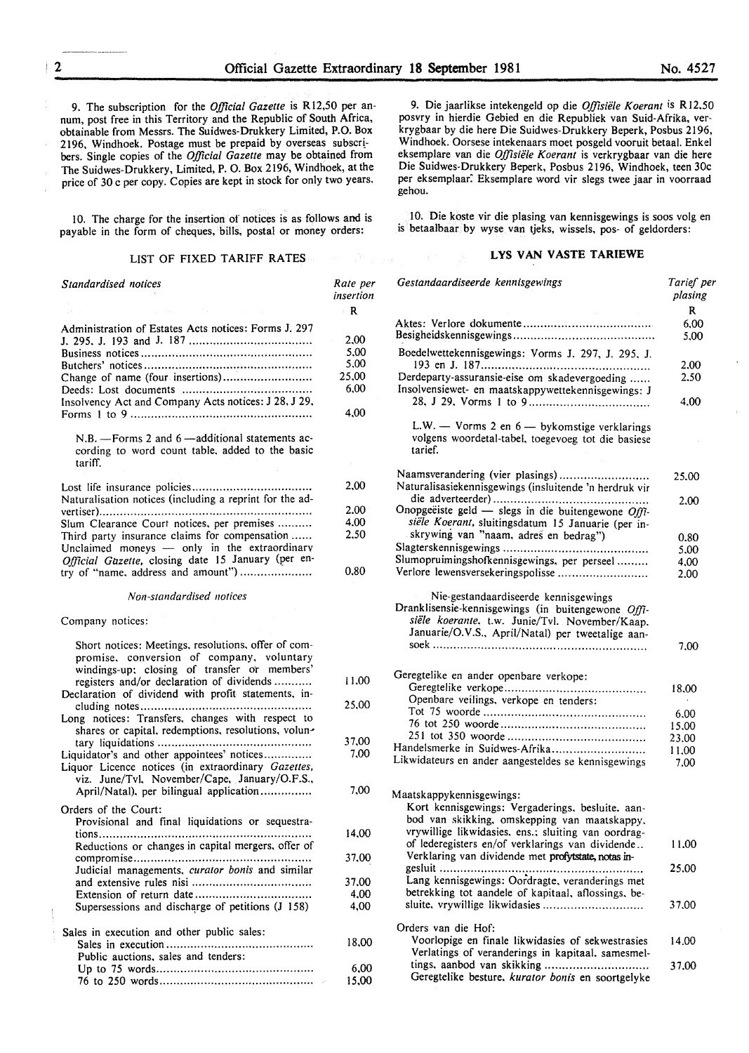9. The subscription for the *Official Gazette* is R12,50 per annum, post free in this Territory and the Republic of South Africa, obtainable from Messrs. The Suidwes-Drukkery Limited, P.O. Box 2196, Windhoek. Postage must be prepaid by overseas subscribers. Single copies of the *Official Gazette* may be obtained from The Suidwes-Drukkery, Limited, P. O. Box 2196, Windhoek, at the price of 30 c per copy. Copies are kept in stock for only two years.

10. The charge for the insertion of notices is as follows and is payable in the form of cheques, bills, postal or money orders:

LIST OF FIXED TARIFF RATES

| *Standardised notices* | Rate per insertion |
|---|---|
| | R |
| Administration of Estates Acts notices: Forms J. 297 J. 295, J. 193 and J. 187 | 2,00 |
| Business notices | 5,00 |
| Butchers' notices | 5,00 |
| Change of name (four insertions) | 25,00 |
| Deeds: Lost documents | 6,00 |
| Insolvency Act and Company Acts notices: J 28, J 29, Forms 1 to 9 | 4,00 |
| N.B. —Forms 2 and 6 —additional statements according to word count table, added to the basic tariff. | |
| Lost life insurance policies | 2,00 |
| Naturalisation notices (including a reprint for the advertiser) | 2,00 |
| Slum Clearance Court notices, per premises | 4,00 |
| Third party insurance claims for compensation | 2,50 |
| Unclaimed moneys — only in the extraordinary *Official Gazette*, closing date 15 January (per entry of "name, address and amount") | 0,80 |

*Non-standardised notices*

| Company notices: | |
|---|---|
| Short notices: Meetings, resolutions, offer of compromise, conversion of company, voluntary windings-up; closing of transfer or members' registers and/or declaration of dividends | 11,00 |
| Declaration of dividend with profit statements, including notes | 25,00 |
| Long notices: Transfers, changes with respect to shares or capital, redemptions, resolutions, voluntary liquidations | 37,00 |
| Liquidator's and other appointees' notices | 7,00 |
| Liquor Licence notices (in extraordinary *Gazettes*, viz. June/Tvl, November/Cape, January/O.F.S., April/Natal), per bilingual application | 7,00 |
| Orders of the Court: | |
| Provisional and final liquidations or sequestrations | 14,00 |
| Reductions or changes in capital mergers, offer of compromise | 37,00 |
| Judicial managements, *curator bonis* and similar and extensive rules nisi | 37,00 |
| Extension of return date | 4,00 |
| Supersessions and discharge of petitions (J 158) | 4,00 |
| Sales in execution and other public sales: | |
| Sales in execution | 18,00 |
| Public auctions, sales and tenders: | |
| Up to 75 words | 6,00 |
| 76 to 250 words | 15,00 |

9. Die jaarlikse intekengeld op die *Offisiële Koerant* is R12,50 posvry in hierdie Gebied en die Republiek van Suid-Afrika, verkrygbaar by die here Die Suidwes-Drukkery Beperk, Posbus 2196, Windhoek. Oorsese intekenaars moet posgeld vooruit betaal. Enkel eksemplare van die *Offisiële Koerant* is verkrygbaar van die here Die Suidwes-Drukkery Beperk, Posbus 2196, Windhoek, teen 30c per eksemplaar. Eksemplare word vir slegs twee jaar in voorraad gehou.

10. Die koste vir die plasing van kennisgewings is soos volg en is betaalbaar by wyse van tjeks, wissels, pos- of geldorders:

**LYS VAN VASTE TARIEWE**

| *Gestandaardiseerde kennisgewings* | *Tarief per plasing* |
|---|---|
| | R |
| Aktes: Verlore dokumente | 6,00 |
| Besigheidskennisgewings | 5,00 |
| Boedelwettekennisgewings: Vorms J. 297, J. 295, J. 193 en J. 187 | 2,00 |
| Derdeparty-assuransie-eise om skadevergoeding | 2,50 |
| Insolvensiewet- en maatskappywettekennisgewings: J 28, J 29, Vorms 1 to 9 | 4,00 |
| L.W. — Vorms 2 en 6 — bykomstige verklarings volgens woordetal-tabel, toegevoeg tot die basiese tarief. | |
| Naamsverandering (vier plasings) | 25,00 |
| Naturalisasiekennisgewings (insluitende 'n herdruk vir die adverteerder) | 2,00 |
| Onopgeëiste geld — slegs in die buitengewone *Offisiële Koerant*, sluitingsdatum 15 Januarie (per inskrywing van "naam, adres en bedrag") | 0,80 |
| Slagterskennisgewings | 5,00 |
| Slumopruimingshofkennisgewings, per perseel | 4,00 |
| Verlore lewensversekeringspolisse | 2,00 |

| Nie-gestandaardiseerde kennisgewings | |
|---|---|
| Dranklisensie-kennisgewings (in buitengewone *Offisiële koerante*, t.w. Junie/Tvl. November/Kaap. Januarie/O.V.S., April/Natal) per tweetalige aansoek | 7,00 |
| Geregtelike en ander openbare verkope: | |
| Geregtelike verkope | 18,00 |
| Openbare veilings, verkope en tenders: | |
| Tot 75 woorde | 6,00 |
| 76 tot 250 woorde | 15,00 |
| 251 tot 350 woorde | 23,00 |
| Handelsmerke in Suidwes-Afrika | 11,00 |
| Likwidateurs en ander aangesteldes se kennisgewings | 7,00 |
| Maatskappykennisgewings: | |
| Kort kennisgewings: Vergaderings, besluite, aanbod van skikking, omskepping van maatskappy, vrywillige likwidasies, ens.; sluiting van oordrag- of lederegisters en/of verklarings van dividende | 11,00 |
| Verklaring van dividende met profytstate, notas ingesluit | 25,00 |
| Lang kennisgewings: Oordragte, veranderings met betrekking tot aandele of kapitaal, aflossings, besluite, vrywillige likwidasies | 37,00 |
| Orders van die Hof: | |
| Voorlopige en finale likwidasies of sekwestrasies | 14,00 |
| Verlatings of veranderings in kapitaal, samesmeltings, aanbod van skikking | 37,00 |
| Geregtelike besture, *kurator bonis* en soortgelyke | |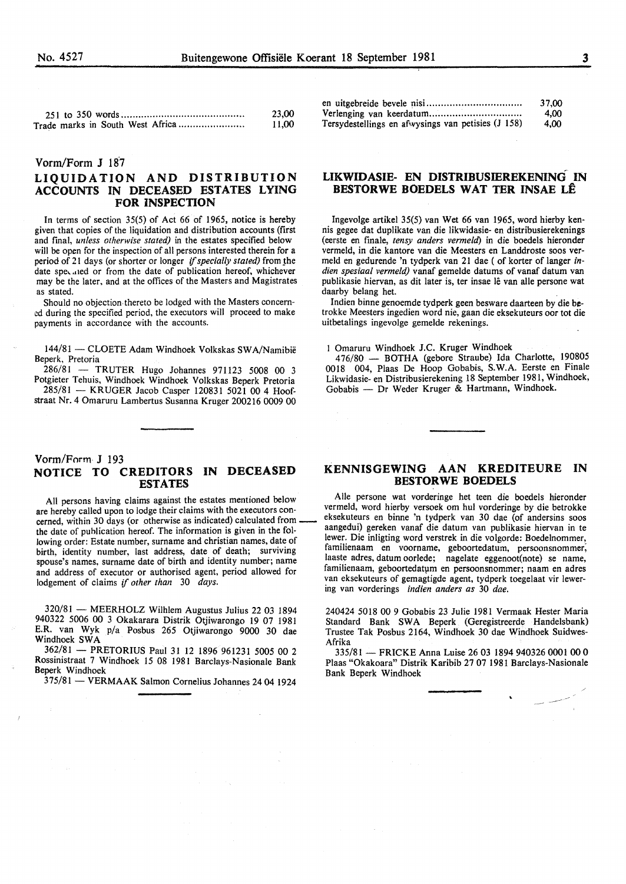| | |
|---|---|
| 251 to 350 words | 23,00 |
| Trade marks in South West Africa | 11,00 |

| | |
|---|---|
| en uitgebreide bevele nisi | 37,00 |
| Verlenging van keerdatum | 4,00 |
| Tersydestellings en afwysings van petisies (J 158) | 4,00 |

Vorm/Form J 187

## LIQUIDATION AND DISTRIBUTION ACCOUNTS IN DECEASED ESTATES LYING FOR INSPECTION

In terms of section 35(5) of Act 66 of 1965, notice is hereby given that copies of the liquidation and distribution accounts (first and final, *unless otherwise stated)* in the estates specified below will be open for the inspection of all persons interested therein for a period of 21 days (or shorter or longer *if specially stated)* from the date specified or from the date of publication hereof, whichever may be the later, and at the offices of the Masters and Magistrates as stated.

Should no objection thereto be lodged with the Masters concerned during the specified period, the executors will proceed to make payments in accordance with the accounts.

144/81 — CLOETE Adam Windhoek Volkskas SWA/Namibië Beperk, Pretoria

286/81 — TRUTER Hugo Johannes 971123 5008 00 3 Potgieter Tehuis, Windhoek Windhoek Volkskas Beperk Pretoria

285/81 — KRUGER Jacob Casper 120831 5021 00 4 Hoofstraat Nr. 4 Omaruru Lambertus Susanna Kruger 200216 0009 00

## LIKWIDASIE- EN DISTRIBUSIEREKENING IN BESTORWE BOEDELS WAT TER INSAE LÊ

Ingevolge artikel 35(5) van Wet 66 van 1965, word hierby kennis gegee dat duplikate van die likwidasie- en distribusierekenings (eerste en finale, *tensy anders vermeld)* in die boedels hieronder vermeld, in die kantore van die Meesters en Landdroste soos vermeld en gedurende 'n tydperk van 21 dae ( of korter of langer *indien spesiaal vermeld)* vanaf gemelde datums of vanaf datum van publikasie hiervan, as dit later is, ter insae lê van alle persone wat daarby belang het.

Indien binne genoemde tydperk geen besware daarteen by die betrokke Meesters ingedien word nie, gaan die eksekuteurs oor tot die uitbetalings ingevolge gemelde rekenings.

1 Omaruru Windhoek J.C. Kruger Windhoek

476/80 — BOTHA (gebore Straube) Ida Charlotte, 190805 0018 004, Plaas De Hoop Gobabis, S.W.A. Eerste en Finale Likwidasie- en Distribusierekening 18 September 1981, Windhoek, Gobabis — Dr Weder Kruger & Hartmann, Windhoek.

Vorm/Form J 193

## NOTICE TO CREDITORS IN DECEASED ESTATES

All persons having claims against the estates mentioned below are hereby called upon to lodge their claims with the executors concerned, within 30 days (or otherwise as indicated) calculated from the date of publication hereof. The information is given in the following order: Estate number, surname and christian names, date of birth, identity number, last address, date of death; surviving spouse's names, surname date of birth and identity number; name and address of executor or authorised agent, period allowed for lodgement of claims *if other than* 30 *days.*

320/81 — MEERHOLZ Wilhlem Augustus Julius 22 03 1894 940322 5006 00 3 Okakarara Distrik Otjiwarongo 19 07 1981 E.R. van Wyk p/a Posbus 265 Otjiwarongo 9000 30 dae Windhoek SWA

362/81 — PRETORIUS Paul 31 12 1896 961231 5005 00 2 Rossinistraat 7 Windhoek 15 08 1981 Barclays-Nasionale Bank Beperk Windhoek

375/81 — VERMAAK Salmon Cornelius Johannes 24 04 1924

## KENNISGEWING AAN KREDITEURE IN BESTORWE BOEDELS

Alle persone wat vorderinge het teen die boedels hieronder vermeld, word hierby versoek om hul vorderinge by die betrokke eksekuteurs en binne 'n tydperk van 30 dae (of andersins soos aangedui) gereken vanaf die datum van publikasie hiervan in te lewer. Die inligting word verstrek in die volgorde: Boedelnommer, familienaam en voorname, geboortedatum, persoonsnommer, laaste adres, datum oorlede; nagelate eggenoot(note) se name, familienaam, geboortedatum en persoonsnommer; naam en adres van eksekuteurs of gemagtigde agent, tydperk toegelaat vir lewering van vorderings *indien anders as* 30 *dae.*

240424 5018 00 9 Gobabis 23 Julie 1981 Vermaak Hester Maria Standard Bank SWA Beperk (Geregistreerde Handelsbank) Trustee Tak Posbus 2164, Windhoek 30 dae Windhoek Suidwes-Afrika

335/81 — FRICKE Anna Luise 26 03 1894 940326 0001 00 0 Plaas "Okakoara" Distrik Karibib 27 07 1981 Barclays-Nasionale Bank Beperk Windhoek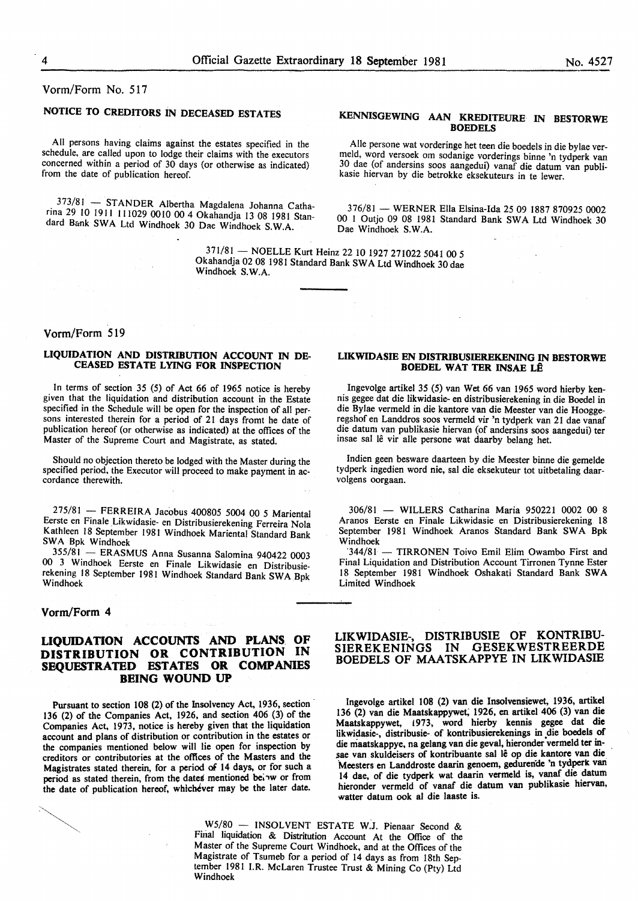Vorm/Form No. 517

## NOTICE TO CREDITORS IN DECEASED ESTATES

All persons having claims against the estates specified in the schedule, are called upon to lodge their claims with the executors concerned within a period of 30 days (or otherwise as indicated) from the date of publication hereof.

## KENNISGEWING AAN KREDITEURE IN BESTORWE BOEDELS

Alle persone wat vorderinge het teen die boedels in die bylae vermeld, word versoek om sodanige vorderings binne 'n tydperk van 30 dae (of andersins soos aangedui) vanaf die datum van publikasie hiervan by die betrokke eksekuteurs in te lewer.

373/81 — STANDER Albertha Magdalena Johanna Catharina 29 10 1911 111029 0010 00 4 Okahandja 13 08 1981 Standard Bank SWA Ltd Windhoek 30 Dae Windhoek S.W.A.

376/81 — WERNER Ella Elsina-Ida 25 09 1887 870925 0002 00 1 Outjo 09 08 1981 Standard Bank SWA Ltd Windhoek 30 Dae Windhoek S.W.A.

371/81 — NOELLE Kurt Heinz 22 10 1927 271022 5041 00 5 Okahandja 02 08 1981 Standard Bank SWA Ltd Windhoek 30 dae Windhoek S.W.A.

---

Vorm/Form 519

## LIQUIDATION AND DISTRIBUTION ACCOUNT IN DECEASED ESTATE LYING FOR INSPECTION

In terms of section 35 (5) of Act 66 of 1965 notice is hereby given that the liquidation and distribution account in the Estate specified in the Schedule will be open for the inspection of all persons interested therein for a period of 21 days fromt he date of publication hereof (or otherwise as indicated) at the offices of the Master of the Supreme Court and Magistrate, as stated.

Should no objection thereto be lodged with the Master during the specified period, the Executor will proceed to make payment in accordance therewith.

## LIKWIDASIE EN DISTRIBUSIEREKENING IN BESTORWE BOEDEL WAT TER INSAE LÊ

Ingevolge artikel 35 (5) van Wet 66 van 1965 word hierby kennis gegee dat die likwidasie- en distribusierekening in die Boedel in die Bylae vermeld in die kantore van die Meester van die Hooggeregshof en Landdros soos vermeld vir 'n tydperk van 21 dae vanaf die datum van publikasie hiervan (of andersins soos aangedui) ter insae sal lê vir alle persone wat daarby belang het.

Indien geen besware daarteen by die Meester binne die gemelde tydperk ingedien word nie, sal die eksekuteur tot uitbetaling daarvolgens oorgaan.

275/81 — FERREIRA Jacobus 400805 5004 00 5 Mariental Eerste en Finale Likwidasie- en Distribusierekening Ferreira Nola Kathleen 18 September 1981 Windhoek Mariental Standard Bank SWA Bpk Windhoek

355/81 — ERASMUS Anna Susanna Salomina 940422 0003 00 3 Windhoek Eerste en Finale Likwidasie en Distribusierekening 18 September 1981 Windhoek Standard Bank SWA Bpk Windhoek

306/81 — WILLERS Catharina Maria 950221 0002 00 8 Aranos Eerste en Finale Likwidasie en Distribusierekening 18 September 1981 Windhoek Aranos Standard Bank SWA Bpk Windhoek

344/81 — TIRRONEN Toivo Emil Elim Owambo First and Final Liquidation and Distribution Account Tirronen Tynne Ester 18 September 1981 Windhoek Oshakati Standard Bank SWA Limited Windhoek

---

Vorm/Form 4

## LIQUIDATION ACCOUNTS AND PLANS OF DISTRIBUTION OR CONTRIBUTION IN SEQUESTRATED ESTATES OR COMPANIES BEING WOUND UP

Pursuant to section 108 (2) of the Insolvency Act, 1936, section 136 (2) of the Companies Act, 1926, and section 406 (3) of the Companies Act, 1973, notice is hereby given that the liquidation account and plans of distribution or contribution in the estates or the companies mentioned below will lie open for inspection by creditors or contributories at the offices of the Masters and the Magistrates stated therein, for a period of 14 days, or for such a period as stated therein, from the dates mentioned below or from the date of publication hereof, whichever may be the later date.

## LIKWIDASIE-, DISTRIBUSIE OF KONTRIBUSIEREKENINGS IN GESEKWESTREERDE BOEDELS OF MAATSKAPPYE IN LIKWIDASIE

Ingevolge artikel 108 (2) van die Insolvensiewet, 1936, artikel 136 (2) van die Maatskappywet, 1926, en artikel 406 (3) van die Maatskappywet, 1973, word hierby kennis gegee dat die likwidasie-, distribusie- of kontribusierekenings in die boedels of die maatskappye, na gelang van die geval, hieronder vermeld ter insae van skuldeisers of kontribuante sal lê op die kantore van die Meesters en Landdroste daarin genoem, gedurende 'n tydperk van 14 dae, of die tydperk wat daarin vermeld is, vanaf die datum hieronder vermeld of vanaf die datum van publikasie hiervan, watter datum ook al die laaste is.

W5/80 — INSOLVENT ESTATE W.J. Pienaar Second & Final liquidation & Distritution Account At the Office of the Master of the Supreme Court Windhoek, and at the Offices of the Magistrate of Tsumeb for a period of 14 days as from 18th September 1981 I.R. McLaren Trustee Trust & Mining Co (Pty) Ltd Windhoek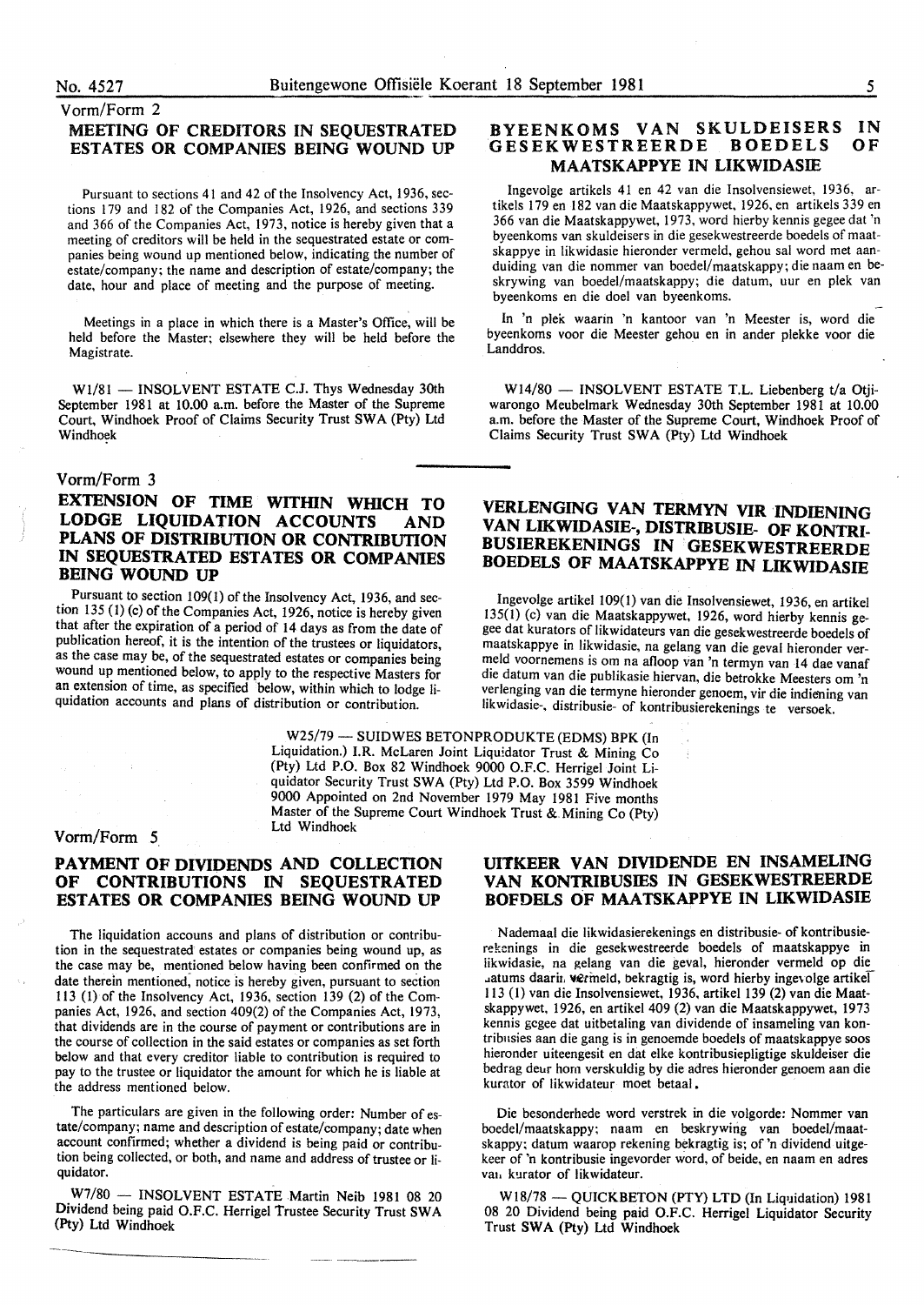Vorm/Form 2

## MEETING OF CREDITORS IN SEQUESTRATED ESTATES OR COMPANIES BEING WOUND UP

Pursuant to sections 41 and 42 of the Insolvency Act, 1936, sections 179 and 182 of the Companies Act, 1926, and sections 339 and 366 of the Companies Act, 1973, notice is hereby given that a meeting of creditors will be held in the sequestrated estate or companies being wound up mentioned below, indicating the number of estate/company; the name and description of estate/company; the date, hour and place of meeting and the purpose of meeting.

Meetings in a place in which there is a Master's Office, will be held before the Master; elsewhere they will be held before the Magistrate.

W1/81 — INSOLVENT ESTATE C.J. Thys Wednesday 30th September 1981 at 10.00 a.m. before the Master of the Supreme Court, Windhoek Proof of Claims Security Trust SWA (Pty) Ltd Windhoek

## BYEENKOMS VAN SKULDEISERS IN GESEKWESTREERDE BOEDELS OF MAATSKAPPYE IN LIKWIDASIE

Ingevolge artikels 41 en 42 van die Insolvensiewet, 1936, artikels 179 en 182 van die Maatskappywet, 1926, en artikels 339 en 366 van die Maatskappywet, 1973, word hierby kennis gegee dat 'n byeenkoms van skuldeisers in die gesekwestreerde boedels of maatskappye in likwidasie hieronder vermeld, gehou sal word met aanduiding van die nommer van boedel/maatskappy; die naam en beskrywing van boedel/maatskappy; die datum, uur en plek van byeenkoms en die doel van byeenkoms.

In 'n plek waarin 'n kantoor van 'n Meester is, word die byeenkoms voor die Meester gehou en in ander plekke voor die Landdros.

W14/80 — INSOLVENT ESTATE T.L. Liebenberg t/a Otjiwarongo Meubelmark Wednesday 30th September 1981 at 10.00 a.m. before the Master of the Supreme Court, Windhoek Proof of Claims Security Trust SWA (Pty) Ltd Windhoek

Vorm/Form 3

## EXTENSION OF TIME WITHIN WHICH TO LODGE LIQUIDATION ACCOUNTS AND PLANS OF DISTRIBUTION OR CONTRIBUTION IN SEQUESTRATED ESTATES OR COMPANIES BEING WOUND UP

Pursuant to section 109(1) of the Insolvency Act, 1936, and section 135 (1) (c) of the Companies Act, 1926, notice is hereby given that after the expiration of a period of 14 days as from the date of publication hereof, it is the intention of the trustees or liquidators, as the case may be, of the sequestrated estates or companies being wound up mentioned below, to apply to the respective Masters for an extension of time, as specified below, within which to lodge liquidation accounts and plans of distribution or contribution.

## VERLENGING VAN TERMYN VIR INDIENING VAN LIKWIDASIE-, DISTRIBUSIE- OF KONTRIBUSIEREKENINGS IN GESEKWESTREERDE BOEDELS OF MAATSKAPPYE IN LIKWIDASIE

Ingevolge artikel 109(1) van die Insolvensiewet, 1936, en artikel 135(1) (c) van die Maatskappywet, 1926, word hierby kennis gegee dat kurators of likwidateurs van die gesekwestreerde boedels of maatskappye in likwidasie, na gelang van die geval hieronder vermeld voornemens is om na afloop van 'n termyn van 14 dae vanaf die datum van die publikasie hiervan, die betrokke Meesters om 'n verlenging van die termyne hieronder genoem, vir die indiening van likwidasie-, distribusie- of kontribusierekenings te versoek.

W25/79 — SUIDWES BETONPRODUKTE (EDMS) BPK (In Liquidation.) I.R. McLaren Joint Liquidator Trust & Mining Co (Pty) Ltd P.O. Box 82 Windhoek 9000 O.F.C. Herrigel Joint Liquidator Security Trust SWA (Pty) Ltd P.O. Box 3599 Windhoek 9000 Appointed on 2nd November 1979 May 1981 Five months Master of the Supreme Court Windhoek Trust & Mining Co (Pty) Ltd Windhoek

Vorm/Form 5

## PAYMENT OF DIVIDENDS AND COLLECTION OF CONTRIBUTIONS IN SEQUESTRATED ESTATES OR COMPANIES BEING WOUND UP

The liquidation accouns and plans of distribution or contribution in the sequestrated estates or companies being wound up, as the case may be, mentioned below having been confirmed on the date therein mentioned, notice is hereby given, pursuant to section 113 (1) of the Insolvency Act, 1936, section 139 (2) of the Companies Act, 1926, and section 409(2) of the Companies Act, 1973, that dividends are in the course of payment or contributions are in the course of collection in the said estates or companies as set forth below and that every creditor liable to contribution is required to pay to the trustee or liquidator the amount for which he is liable at the address mentioned below.

The particulars are given in the following order: Number of estate/company; name and description of estate/company; date when account confirmed; whether a dividend is being paid or contribution being collected, or both, and name and address of trustee or liquidator.

W7/80 — INSOLVENT ESTATE Martin Neib 1981 08 20 Dividend being paid O.F.C. Herrigel Trustee Security Trust SWA (Pty) Ltd Windhoek

## UITKEER VAN DIVIDENDE EN INSAMELING VAN KONTRIBUSIES IN GESEKWESTREERDE BOEDELS OF MAATSKAPPYE IN LIKWIDASIE

Nademaal die likwidasierekenings en distribusie- of kontribusierekenings in die gesekwestreerde boedels of maatskappye in likwidasie, na gelang van die geval, hieronder vermeld op die datums daarin vermeld, bekragtig is, word hierby ingevolge artikel 113 (1) van die Insolvensiewet, 1936, artikel 139 (2) van die Maatskappywet, 1926, en artikel 409 (2) van die Maatskappywet, 1973 kennis gegee dat uitbetaling van dividende of insameling van kontribusies aan die gang is in genoemde boedels of maatskappye soos hieronder uiteengesit en dat elke kontribusiepligtige skuldeiser die bedrag deur hom verskuldig by die adres hieronder genoem aan die kurator of likwidateur moet betaal.

Die besonderhede word verstrek in die volgorde: Nommer van boedel/maatskappy; naam en beskrywing van boedel/maatskappy; datum waarop rekening bekragtig is; of 'n dividend uitgekeer of 'n kontribusie ingevorder word, of beide, en naam en adres van kurator of likwidateur.

W18/78 — QUICKBETON (PTY) LTD (In Liquidation) 1981 08 20 Dividend being paid O.F.C. Herrigel Liquidator Security Trust SWA (Pty) Ltd Windhoek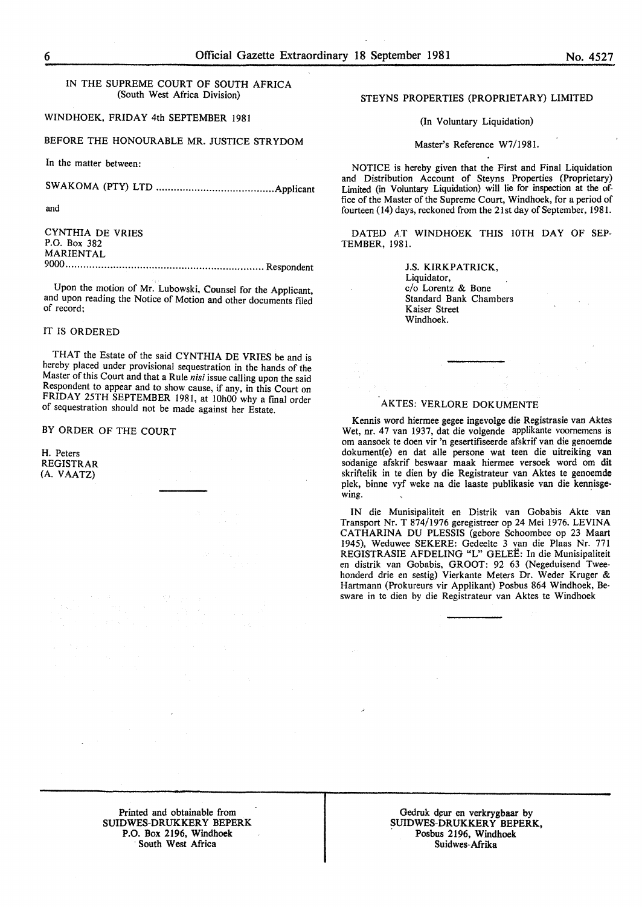IN THE SUPREME COURT OF SOUTH AFRICA
(South West Africa Division)

WINDHOEK, FRIDAY 4th SEPTEMBER 1981

BEFORE THE HONOURABLE MR. JUSTICE STRYDOM

In the matter between:

SWAKOMA (PTY) LTD ....................................... Applicant

and

CYNTHIA DE VRIES
P.O. Box 382
MARIENTAL
9000 ................................................................. Respondent

Upon the motion of Mr. Lubowski, Counsel for the Applicant, and upon reading the Notice of Motion and other documents filed of record;

IT IS ORDERED

THAT the Estate of the said CYNTHIA DE VRIES be and is hereby placed under provisional sequestration in the hands of the Master of this Court and that a Rule *nisi* issue calling upon the said Respondent to appear and to show cause, if any, in this Court on FRIDAY 25TH SEPTEMBER 1981, at 10h00 why a final order of sequestration should not be made against her Estate.

BY ORDER OF THE COURT

H. Peters
REGISTRAR
(A. VAATZ)

---

STEYNS PROPERTIES (PROPRIETARY) LIMITED

(In Voluntary Liquidation)

Master's Reference W7/1981.

NOTICE is hereby given that the First and Final Liquidation and Distribution Account of Steyns Properties (Proprietary) Limited (in Voluntary Liquidation) will lie for inspection at the office of the Master of the Supreme Court, Windhoek, for a period of fourteen (14) days, reckoned from the 21st day of September, 1981.

DATED AT WINDHOEK THIS 10TH DAY OF SEPTEMBER, 1981.

J.S. KIRKPATRICK,
Liquidator,
c/o Lorentz & Bone
Standard Bank Chambers
Kaiser Street
Windhoek.

---

AKTES: VERLORE DOKUMENTE

Kennis word hiermee gegee ingevolge die Registrasie van Aktes Wet, nr. 47 van 1937, dat die volgende applikante voornemens is om aansoek te doen vir 'n gesertifiseerde afskrif van die genoemde dokument(e) en dat alle persone wat teen die uitreiking van sodanige afskrif beswaar maak hiermee versoek word om dit skriftelik in te dien by die Registrateur van Aktes te genoemde plek, binne vyf weke na die laaste publikasie van die kennisgewing.

IN die Munisipaliteit en Distrik van Gobabis Akte van Transport Nr. T 874/1976 geregistreer op 24 Mei 1976. LEVINA CATHARINA DU PLESSIS (gebore Schoombee op 23 Maart 1945), Weduwee SEKERE: Gedeelte 3 van die Plaas Nr. 771 REGISTRASIE AFDELING "L" GELEË: In die Munisipaliteit en distrik van Gobabis, GROOT: 92 63 (Negeduisend Tweehonderd drie en sestig) Vierkante Meters Dr. Weder Kruger & Hartmann (Prokureurs vir Applikant) Posbus 864 Windhoek, Besware in te dien by die Registrateur van Aktes te Windhoek

---

Printed and obtainable from
SUIDWES-DRUKKERY BEPERK
P.O. Box 2196, Windhoek
South West Africa

Gedruk deur en verkrygbaar by
SUIDWES-DRUKKERY BEPERK,
Posbus 2196, Windhoek
Suidwes-Afrika